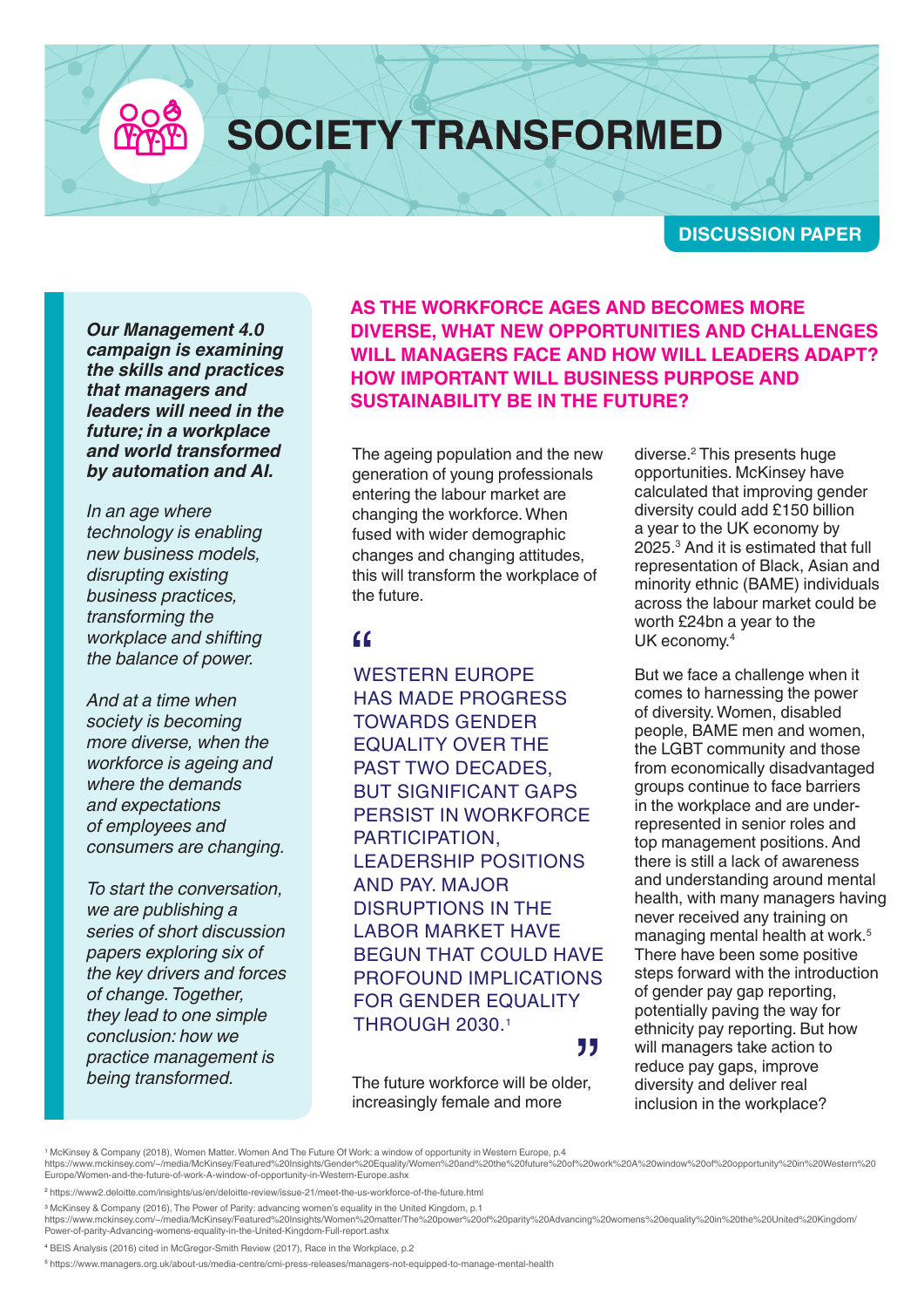# SOCIETY TRANSFORMED

**DISCUSSION PAPER**

***Our Management 4.0 campaign is examining the skills and practices that managers and leaders will need in the future; in a workplace and world transformed by automation and AI.***

*In an age where technology is enabling new business models, disrupting existing business practices, transforming the workplace and shifting the balance of power.*

*And at a time when society is becoming more diverse, when the workforce is ageing and where the demands and expectations of employees and consumers are changing.*

*To start the conversation, we are publishing a series of short discussion papers exploring six of the key drivers and forces of change. Together, they lead to one simple conclusion: how we practice management is being transformed.*

## AS THE WORKFORCE AGES AND BECOMES MORE DIVERSE, WHAT NEW OPPORTUNITIES AND CHALLENGES WILL MANAGERS FACE AND HOW WILL LEADERS ADAPT? HOW IMPORTANT WILL BUSINESS PURPOSE AND SUSTAINABILITY BE IN THE FUTURE?

The ageing population and the new generation of young professionals entering the labour market are changing the workforce. When fused with wider demographic changes and changing attitudes, this will transform the workplace of the future.

> "WESTERN EUROPE HAS MADE PROGRESS TOWARDS GENDER EQUALITY OVER THE PAST TWO DECADES, BUT SIGNIFICANT GAPS PERSIST IN WORKFORCE PARTICIPATION, LEADERSHIP POSITIONS AND PAY. MAJOR DISRUPTIONS IN THE LABOR MARKET HAVE BEGUN THAT COULD HAVE PROFOUND IMPLICATIONS FOR GENDER EQUALITY THROUGH 2030.[1]"

The future workforce will be older, increasingly female and more diverse.[2] This presents huge opportunities. McKinsey have calculated that improving gender diversity could add £150 billion a year to the UK economy by 2025.[3] And it is estimated that full representation of Black, Asian and minority ethnic (BAME) individuals across the labour market could be worth £24bn a year to the UK economy.[4]

But we face a challenge when it comes to harnessing the power of diversity. Women, disabled people, BAME men and women, the LGBT community and those from economically disadvantaged groups continue to face barriers in the workplace and are under-represented in senior roles and top management positions. And there is still a lack of awareness and understanding around mental health, with many managers having never received any training on managing mental health at work.[5] There have been some positive steps forward with the introduction of gender pay gap reporting, potentially paving the way for ethnicity pay reporting. But how will managers take action to reduce pay gaps, improve diversity and deliver real inclusion in the workplace?

---

[1] McKinsey & Company (2018), Women Matter. Women And The Future Of Work: a window of opportunity in Western Europe, p.4
https://www.mckinsey.com/~/media/McKinsey/Featured%20Insights/Gender%20Equality/Women%20and%20the%20future%20of%20work%20A%20window%20of%20opportunity%20in%20Western%20Europe/Women-and-the-future-of-work-A-window-of-opportunity-in-Western-Europe.ashx

[2] https://www2.deloitte.com/insights/us/en/deloitte-review/issue-21/meet-the-us-workforce-of-the-future.html

[3] McKinsey & Company (2016), The Power of Parity: advancing women's equality in the United Kingdom, p.1
https://www.mckinsey.com/~/media/McKinsey/Featured%20Insights/Women%20matter/The%20power%20of%20parity%20Advancing%20womens%20equality%20in%20the%20United%20Kingdom/Power-of-parity-Advancing-womens-equality-in-the-United-Kingdom-Full-report.ashx

[4] BEIS Analysis (2016) cited in McGregor-Smith Review (2017), Race in the Workplace, p.2

[5] https://www.managers.org.uk/about-us/media-centre/cmi-press-releases/managers-not-equipped-to-manage-mental-health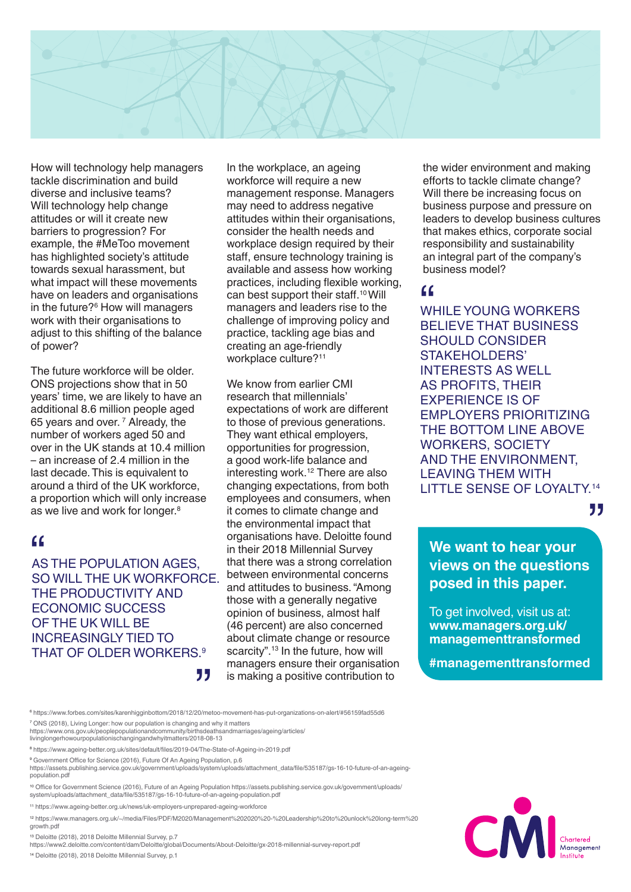How will technology help managers tackle discrimination and build diverse and inclusive teams? Will technology help change attitudes or will it create new barriers to progression? For example, the #MeToo movement has highlighted society's attitude towards sexual harassment, but what impact will these movements have on leaders and organisations in the future?[6] How will managers work with their organisations to adjust to this shifting of the balance of power?

The future workforce will be older. ONS projections show that in 50 years' time, we are likely to have an additional 8.6 million people aged 65 years and over. [7] Already, the number of workers aged 50 and over in the UK stands at 10.4 million – an increase of 2.4 million in the last decade. This is equivalent to around a third of the UK workforce, a proportion which will only increase as we live and work for longer.[8]

> "AS THE POPULATION AGES, SO WILL THE UK WORKFORCE. THE PRODUCTIVITY AND ECONOMIC SUCCESS OF THE UK WILL BE INCREASINGLY TIED TO THAT OF OLDER WORKERS.[9]"

In the workplace, an ageing workforce will require a new management response. Managers may need to address negative attitudes within their organisations, consider the health needs and workplace design required by their staff, ensure technology training is available and assess how working practices, including flexible working, can best support their staff.[10] Will managers and leaders rise to the challenge of improving policy and practice, tackling age bias and creating an age-friendly workplace culture?[11]

We know from earlier CMI research that millennials' expectations of work are different to those of previous generations. They want ethical employers, opportunities for progression, a good work-life balance and interesting work.[12] There are also changing expectations, from both employees and consumers, when it comes to climate change and the environmental impact that organisations have. Deloitte found in their 2018 Millennial Survey that there was a strong correlation between environmental concerns and attitudes to business. "Among those with a generally negative opinion of business, almost half (46 percent) are also concerned about climate change or resource scarcity".[13] In the future, how will managers ensure their organisation is making a positive contribution to the wider environment and making efforts to tackle climate change? Will there be increasing focus on business purpose and pressure on leaders to develop business cultures that makes ethics, corporate social responsibility and sustainability an integral part of the company's business model?

> "WHILE YOUNG WORKERS BELIEVE THAT BUSINESS SHOULD CONSIDER STAKEHOLDERS' INTERESTS AS WELL AS PROFITS, THEIR EXPERIENCE IS OF EMPLOYERS PRIORITIZING THE BOTTOM LINE ABOVE WORKERS, SOCIETY AND THE ENVIRONMENT, LEAVING THEM WITH LITTLE SENSE OF LOYALTY.[14]"

**We want to hear your views on the questions posed in this paper.**

To get involved, visit us at: **www.managers.org.uk/managementtransformed**

**#managementtransformed**

[6] https://www.forbes.com/sites/karenhigginbottom/2018/12/20/metoo-movement-has-put-organizations-on-alert/#56159fad55d6

[7] ONS (2018), Living Longer: how our population is changing and why it matters https://www.ons.gov.uk/peoplepopulationandcommunity/birthsdeathsandmarriages/ageing/articles/livinglongerhowourpopulationischangingandwhyitmatters/2018-08-13

[8] https://www.ageing-better.org.uk/sites/default/files/2019-04/The-State-of-Ageing-in-2019.pdf

[9] Government Office for Science (2016), Future Of An Ageing Population, p.6 https://assets.publishing.service.gov.uk/government/uploads/system/uploads/attachment_data/file/535187/gs-16-10-future-of-an-ageing-population.pdf

[10] Office for Government Science (2016), Future of an Ageing Population https://assets.publishing.service.gov.uk/government/uploads/system/uploads/attachment_data/file/535187/gs-16-10-future-of-an-ageing-population.pdf

[11] https://www.ageing-better.org.uk/news/uk-employers-unprepared-ageing-workforce

[12] https://www.managers.org.uk/~/media/Files/PDF/M2020/Management%202020%20-%20Leadership%20to%20unlock%20long-term%20growth.pdf

[13] Deloitte (2018), 2018 Deloitte Millennial Survey, p.7 https://www2.deloitte.com/content/dam/Deloitte/global/Documents/About-Deloitte/gx-2018-millennial-survey-report.pdf

[14] Deloitte (2018), 2018 Deloitte Millennial Survey, p.1

CMI Chartered Management Institute